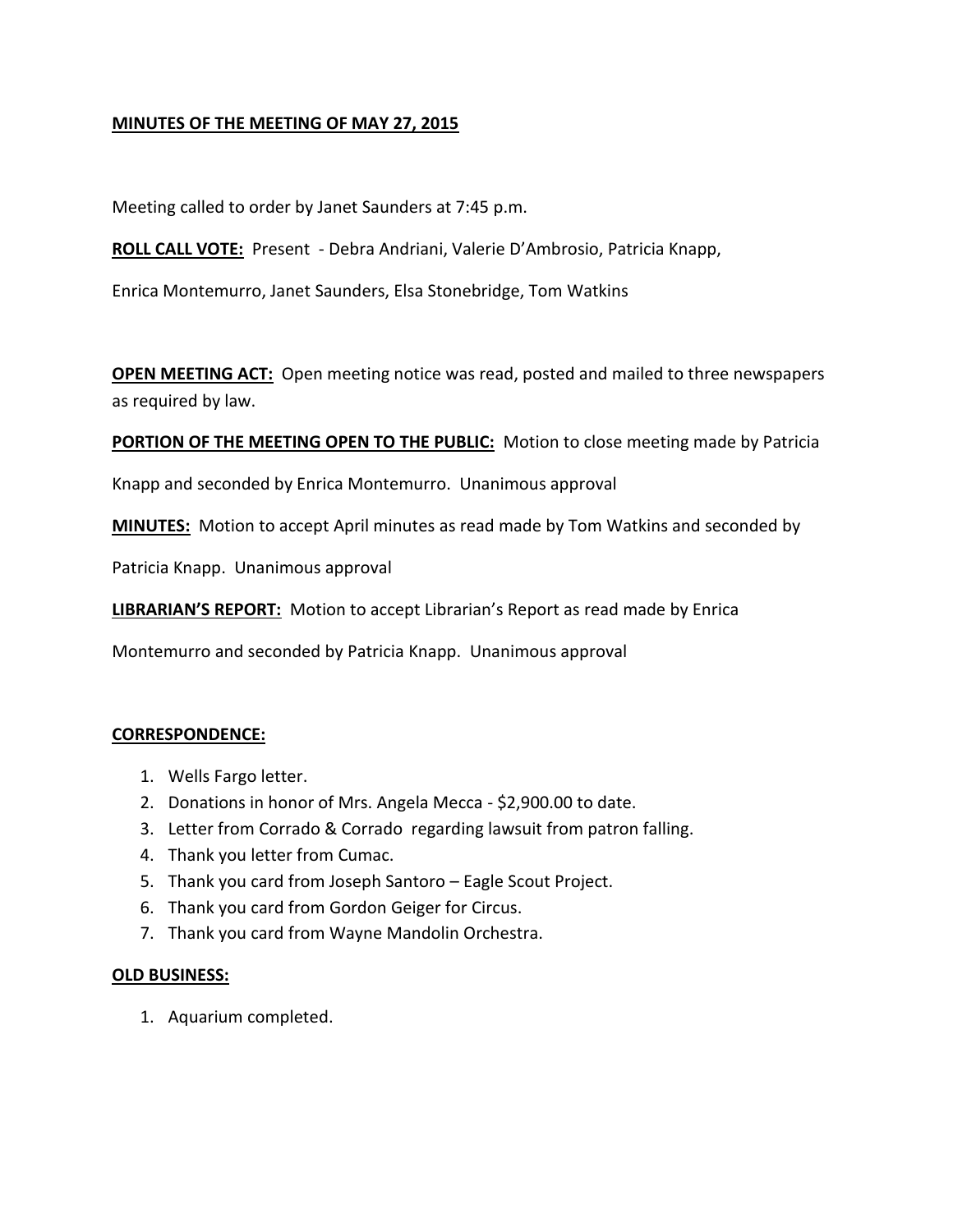**MINUTES OF THE MEETING OF MAY 27, 2015**

Meeting called to order by Janet Saunders at 7:45 p.m.

**ROLL CALL VOTE:** Present - Debra Andriani, Valerie D'Ambrosio, Patricia Knapp, Enrica Montemurro, Janet Saunders, Elsa Stonebridge, Tom Watkins

**OPEN MEETING ACT:** Open meeting notice was read, posted and mailed to three newspapers as required by law.

**PORTION OF THE MEETING OPEN TO THE PUBLIC:** Motion to close meeting made by Patricia Knapp and seconded by Enrica Montemurro. Unanimous approval

**MINUTES:** Motion to accept April minutes as read made by Tom Watkins and seconded by Patricia Knapp. Unanimous approval

**LIBRARIAN'S REPORT:** Motion to accept Librarian's Report as read made by Enrica Montemurro and seconded by Patricia Knapp. Unanimous approval

**CORRESPONDENCE:**

1. Wells Fargo letter.
2. Donations in honor of Mrs. Angela Mecca - $2,900.00 to date.
3. Letter from Corrado & Corrado regarding lawsuit from patron falling.
4. Thank you letter from Cumac.
5. Thank you card from Joseph Santoro – Eagle Scout Project.
6. Thank you card from Gordon Geiger for Circus.
7. Thank you card from Wayne Mandolin Orchestra.

**OLD BUSINESS:**

1. Aquarium completed.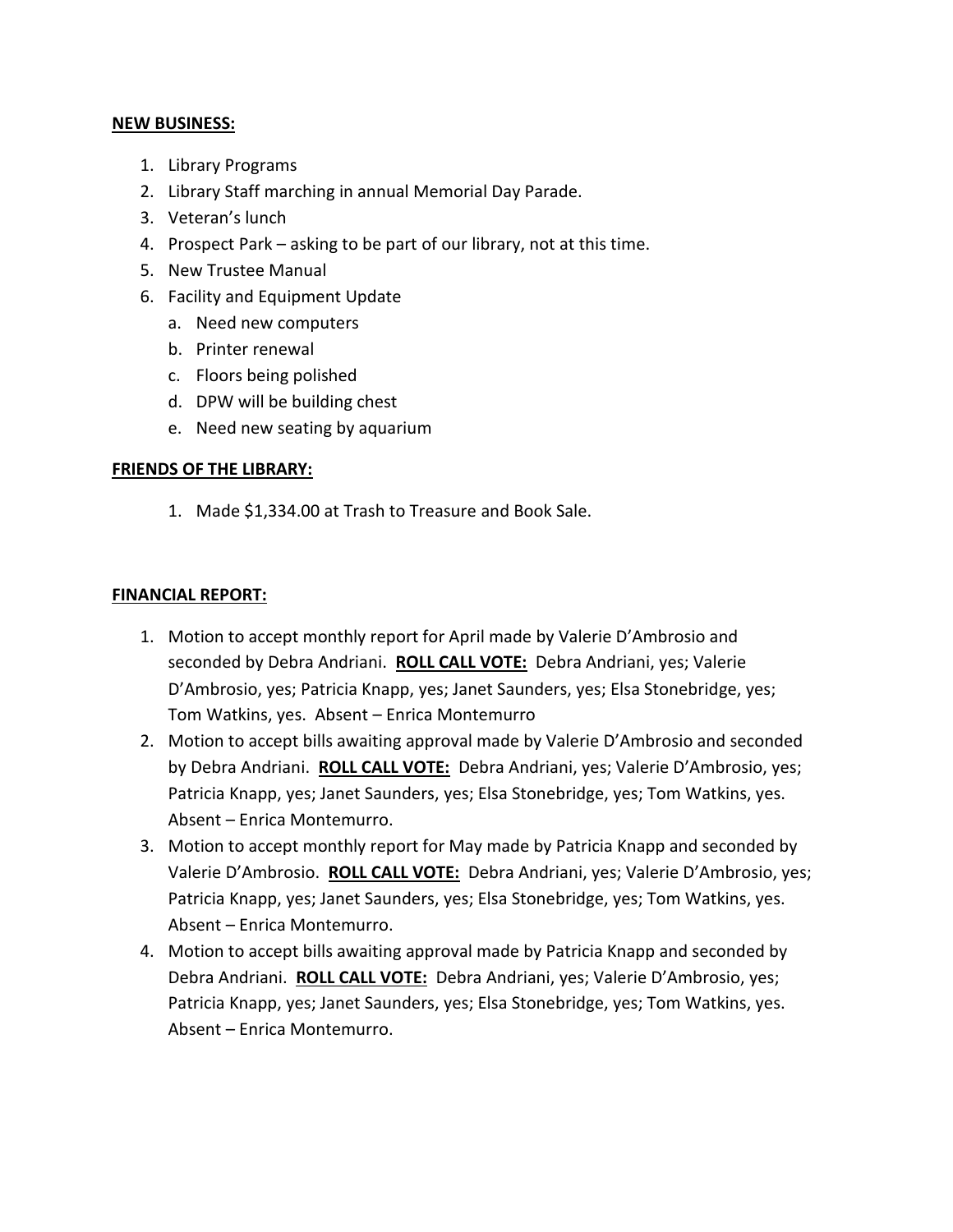**NEW BUSINESS:**

1. Library Programs
2. Library Staff marching in annual Memorial Day Parade.
3. Veteran's lunch
4. Prospect Park – asking to be part of our library, not at this time.
5. New Trustee Manual
6. Facility and Equipment Update
    a. Need new computers
    b. Printer renewal
    c. Floors being polished
    d. DPW will be building chest
    e. Need new seating by aquarium

**FRIENDS OF THE LIBRARY:**

1. Made $1,334.00 at Trash to Treasure and Book Sale.

**FINANCIAL REPORT:**

1. Motion to accept monthly report for April made by Valerie D'Ambrosio and seconded by Debra Andriani. **ROLL CALL VOTE:** Debra Andriani, yes; Valerie D'Ambrosio, yes; Patricia Knapp, yes; Janet Saunders, yes; Elsa Stonebridge, yes; Tom Watkins, yes. Absent – Enrica Montemurro
2. Motion to accept bills awaiting approval made by Valerie D'Ambrosio and seconded by Debra Andriani. **ROLL CALL VOTE:** Debra Andriani, yes; Valerie D'Ambrosio, yes; Patricia Knapp, yes; Janet Saunders, yes; Elsa Stonebridge, yes; Tom Watkins, yes. Absent – Enrica Montemurro.
3. Motion to accept monthly report for May made by Patricia Knapp and seconded by Valerie D'Ambrosio. **ROLL CALL VOTE:** Debra Andriani, yes; Valerie D'Ambrosio, yes; Patricia Knapp, yes; Janet Saunders, yes; Elsa Stonebridge, yes; Tom Watkins, yes. Absent – Enrica Montemurro.
4. Motion to accept bills awaiting approval made by Patricia Knapp and seconded by Debra Andriani. **ROLL CALL VOTE:** Debra Andriani, yes; Valerie D'Ambrosio, yes; Patricia Knapp, yes; Janet Saunders, yes; Elsa Stonebridge, yes; Tom Watkins, yes. Absent – Enrica Montemurro.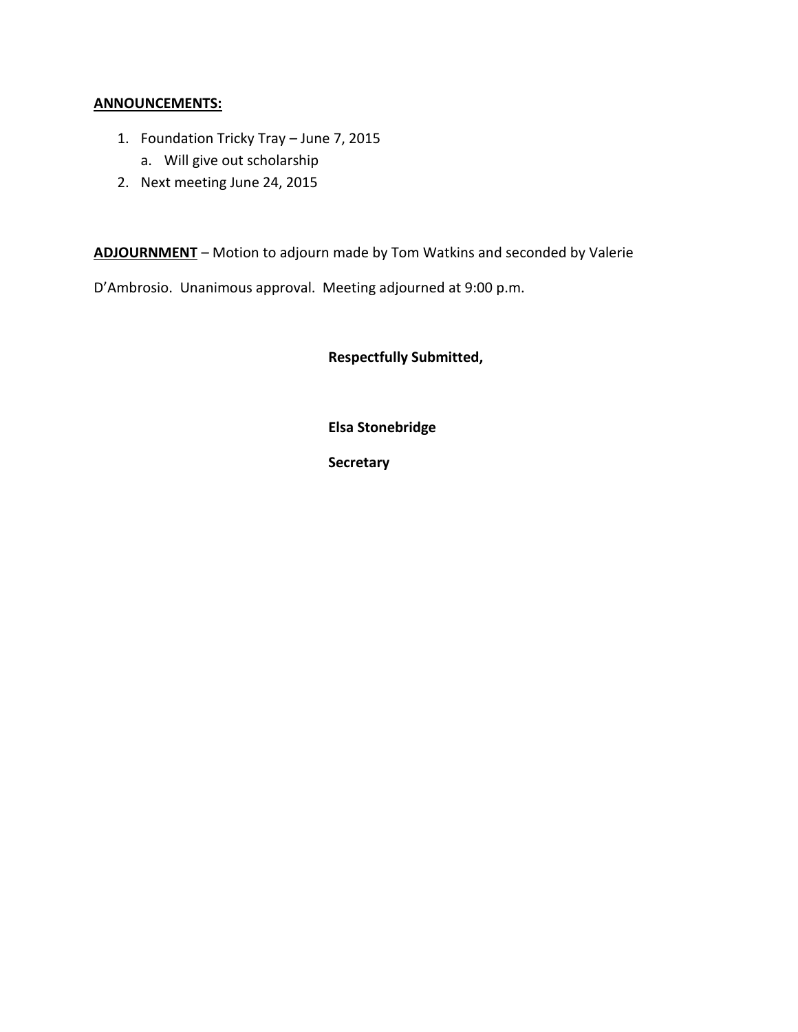**ANNOUNCEMENTS:**

1. Foundation Tricky Tray – June 7, 2015
   a. Will give out scholarship
2. Next meeting June 24, 2015

**ADJOURNMENT** – Motion to adjourn made by Tom Watkins and seconded by Valerie D'Ambrosio. Unanimous approval. Meeting adjourned at 9:00 p.m.

**Respectfully Submitted,**

**Elsa Stonebridge**

**Secretary**